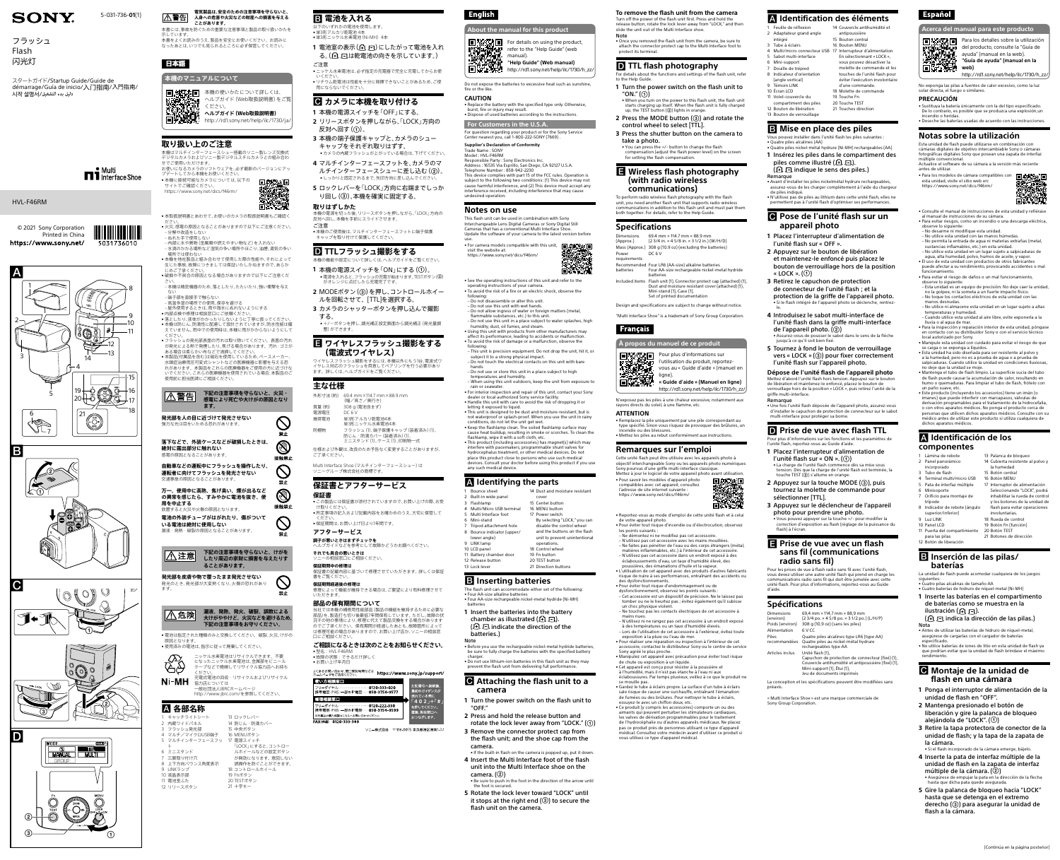SONY

5-031-736-**01**(1)

フラッシュ
Flash
闪光灯

スタートガイド/Startup Guide/Guide de démarrage/Guía de inicio/入门指南/入門指南/시작 설명서/دليل بدء التشغيل

Multi Interface Shoe

HVL-F46RM

© 2021 Sony Corporation
Printed in China
**https://www.sony.net/**

5031736010

# 日本語

## 本機のマニュアルについて

本機の使いかたについて詳しくは、ヘルプガイド（Web取扱説明書）をご覧ください。
**ヘルプガイド（Web取扱説明書）**
http://rd1.sony.net/help/ilc/1730/ja/

## 取り扱い上のご注意

本機はマルチインターフェースシュー搭載のソニー製レンズ交換式デジタルカメラおよびソニー製デジタルスチルカメラとの組み合わせでご使用いただけます。
お使いになるカメラのソフトウェアを、必ず最新のバージョンにアップデートしてから本機をお使いください。

- 本機に接続可能なカメラについては、以下のサイトでご確認ください。
  https://www.sony.net/dics/f46rm/
- 本取扱説明書とあわせて、お使いのカメラの取扱説明書もご確認ください。
- 火災、感電の原因となることがありますので以下にご注意ください。
  - 分解や改造をしない
  - 濡れた手で使用しない
  - 内部に水や異物（金属類や燃えやすい物など）を入れない
  - 水滴のかかる場所など湿気の多い場所や、油煙、湯気の多い場所では使わない
- 内部点検や修理は相談窓口にご依頼ください。
- 本機を他社製品と組み合わせて使用した場合の性能や、それによって生じた事故、故障についてはソニーは保証いたしかねますのであらかじめご了承ください。
- 破損や不具合の原因となる場合がありますので以下にご注意ください。
  - 本機は精密機器のため、落としたり、たたいたり、強い衝撃を与えない
  - 端子部を直接手で触らない
  - 高温多湿の場所での使用、保存を避ける
  - 屋外使用するときは、雨や海水にぬれないようにする
- 落としたり、過度の力をかけたりしないようにして丁寧に扱ってください。
- 本機は防じん、防滴性に配慮して設計されていますが、防水性能は備えていません。雨中での使用時には、本機に雨がかからないようにしてください。
- フラッシュの発光部表面の汚れは取り除いてください。表面の汚れが発光による熱で発煙したり、焦げる場合があります。汚れ、ゴミがある場合は柔らかい布などで清掃してください。
- 本製品（付属品を含む）は磁石を使用しているため、ペースメーカー、水頭症治療用圧可変式シャントなどの医療機器に影響を与える恐れがあります。本製品をこれらの医療機器を使用される方に近づけないでください。これらの医療機器をご使用される場合は、本製品のご使用前に担当医師にご相談ください。

### ⚠警告 下記の注意事項を守らないと、火災・感電により死亡や大けがの原因となります。

**発光部を人の目に近づけて発光させない**
強力な光は目をいためる恐れがあります。

**落下などで、外装ケースなどが破損したときは、絶対に露出部分に触れない**
感電の原因となることがあります。

**自動車などの運転中にフラッシュを操作したり、運転者に向けてフラッシュを発光させない**
交通事故の原因となることがあります。

**万一、使用中に高熱、焦げ臭い、煙が出るなどの異常を感じたら、すみやかに電池を抜き、使用を中止する**
放置すると火災や火傷の原因となります。

**電池の外装チューブがはがれたり、傷がついている電池は絶対に使用しない**
漏液・発熱・破裂の原因となることがあります。

### ⚠注意 下記の注意事項を守らないと、けがをしたり周辺の家財に損害を与えたりすることがあります。

**発光部を皮膚や物で覆ったまま発光させない**
発光のとき、発光部が大変熱くなり、火傷の恐れがあります。

### ⚠危険 漏液、発熱、発火、破裂、誤飲による大けがややけど、火災などを避けるため、下記の注意事項をお守りください。

- 電池は指定された種類のみと交換してください。破裂、火災、けがの原因となります。
- 使用済みの電池は、指示に従って廃棄してください。

ニッケル水素電池はリサイクルできます。不要になったニッケル水素電池は、金属部をビニールテープなどで絶縁してリサイクル協力店へお持ちください。
充電式電池の回収・リサイクルおよびリサイクル協力店については
一般社団法人JBRCホームページ
http://www.jbrc.com/を参照してください。

Ni-MH

### 警告
電気製品は、安全のための注意事項を守らないと、人身への危害や火災などの財産への損害を与えることがあります。

本書には、事故を防ぐための重要な注意事項と製品の取り扱いかたを示しています。
本書をよくお読みのうえ、製品を安全にお使いください。お読みになったあとは、いつでも見られるところに必ず保管してください。

## A 各部名称

1 キャッチライトシート
2 内蔵ワイドパネル
3 フラッシュ発光部
4 マルチ/マイクロUSB端子
5 マルチインターフェースフット
6 ミニスタンド
7 三脚取り付け穴
8 上下方向バウンス角度表示
9 LINKランプ
10 液晶表示部
11 電池室ふた
12 リリースボタン
13 ロックレバー
14 防じん・防滴カバー
15 中央ボタン
16 MENUボタン
17 電源スイッチ
「LOCK」にすると、コントロールホイールなどの設定ボタンが無効になります。意図しない誤操作を防ぐことができます。
18 コントロールホイール
19 Fnボタン
20 TESTボタン
21 十字キー

## B 電池を入れる

以下のいずれかの電池を使用します。
- 単3形アルカリ乾電池4本
- 単3形ニッケル水素電池（Ni-MH）4本

**1 電池室の表示（⊕ ⊖）にしたがって電池を入れる。（⊕ ⊖は乾電池の向きを示しています。）**

ご注意
- ニッケル水素電池は、必ず指定の充電器で完全に充電してからお使いください。
- リチウム乾電池は性能を十分に発揮できないことがあるため、ご使用にならないでください。

## C カメラに本機を取り付ける

**1 本機の電源スイッチを「OFF」にする。**
**2 リリースボタンを押しながら、「LOCK」方向の反対へ回す（①）。**
**3 本機の端子保護キャップと、カメラのシューキャップをそれぞれ取り外す。**
- カメラの内蔵フラッシュが上がっている場合は、下げてください。

**4 マルチインターフェースフットを、カメラのマルチインターフェースシューに差し込む（②）。**
- しっかりと固定されるまで、矢印方向に差し込んでください。

**5 ロックレバーを「LOCK」方向に右端までしっかり回し（③）、本機を確実に固定する。**

**取りはずしかた**
本機の電源を切った後、リリースボタンを押しながら、「LOCK」方向の反対へ回し、本機を手前にスライドさせます。

ご注意
- 本機のご使用後は、マルチインターフェースフットに端子保護キャップを取り付けて保護してください。

## D TTLフラッシュ撮影をする

本機の機能の設定について詳しくは、ヘルプガイドをご覧ください。

**1 本機の電源スイッチを「ON」にする（①）。**
- 電源を入れると、フラッシュの充電が始まります。TESTボタン（⑳）のランプが点灯したら充電完了です。

**2 MODEボタン（⑯）を押し、コントロールホイールを回転させて、[TTL]を選択する。**
**3 カメラのシャッターボタンを押し込んで撮影する。**
- +/-ボタンを押し、調光補正設定画面から調光補正（発光量調整）ができます。

## E ワイヤレスフラッシュ撮影をする（電波式ワイヤレス）

ワイヤレスフラッシュ撮影をするには、本機以外にも1台、電波式ワイヤレス対応のフラッシュを用意してペアリングを行う必要があります。詳しくは、ヘルプガイドをご覧ください。

## 主な仕様

| | |
|---|---|
| 外形寸法（約） | 69.4 mm×114.7 mm×88.9 mm（幅/高さ/奥行き） |
| 質量（約） | 308 g（電池含まず） |
| 電源電圧 | DC 6 V |
| 推奨電池 | 単3形アルカリ乾電池4本<br>単3形ニッケル水素電池4本 |
| 同梱物 | フラッシュ（1）、端子保護キャップ（装着済み）（1）、防じん・防滴カバー（装着済み）（1）、ミニスタンド（1）、ケース（1）、印刷物一式 |

仕様および外観は、改良のため予告なく変更することがありますが、ご了承ください。

Multi Interface Shoe（マルチインターフェースシュー）はソニーグループ株式会社の商標です。

## 保証書とアフターサービス

### 保証書
- この製品には保証書が添付されていますので、お買い上げの際、お受け取りください。
- 所定事項の記入および記載内容をお確かめのうえ、大切に保管してください。
- 保証期間は、お買い上げ日より1年間です。

### アフターサービス
**調子が悪いときはまずチェックを**
ヘルプガイドなどを参考にして故障かどうかお調べください。

**それでも具合の悪いときは**
ソニーの相談窓口にご相談ください。

**保証期間中の修理は**
保証書の記載内容に基づいて修理させていただきます。詳しくは保証書をご覧ください。

**保証期間経過後の修理は**
修理によって機能が維持できる場合は、ご要望により有料修理させていただきます。

### 部品の保有期間について
当社ではお客様の補修用性能部品（製品の機能を維持するために必要な部品）を、製造打ち切り後最低7年間保有しています。ただし、故障の状況その他の事情により、修理に代えて製品交換をする場合がありますのでご了承ください。保有期間が経過したあとも、故障箇所によっては修理可能の場合がありますので、お買い上げ店か、ソニーの相談窓口にご相談ください。

### ご相談になるときは次のことをお知らせください。
- 型名：HVL-F46RM
- 故障の状態：できるだけ詳しく
- お買い上げ年月日

よくあるお問い合わせ、窓口受付時間などはホームページをご活用ください。 **https://www.sony.jp/support/**

使い方相談窓口
フリーダイヤル ……………… 0120-333-020
携帯電話・PHS・一部のIP電話 …… 050-3754-9577

修理相談窓口
フリーダイヤル ……………… 0120-222-330
携帯電話・PHS・一部のIP電話 …… 050-3754-9599

FAX(共通) 0120-333-389

ソニー株式会社 〒108-0075 東京都港区港南1-7-1

# English

## About the manual for this product

For details on using the product, refer to the "Help Guide" (web manual).
**"Help Guide" (Web manual)**
http://rd1.sony.net/help/ilc/1730/h_zz/

Do not expose the batteries to excessive heat such as sunshine, fire or the like.

### CAUTION
- Replace the battery with the specified type only. Otherwise, burst, fire or injury may result.
- Dispose of used batteries according to the instructions.

### For Customers in the U.S.A.
For question regarding your product or for the Sony Service Center nearest you, call 1-800-222-SONY (7669).

**Supplier's Declaration of Conformity**
Trade Name : SONY
Model : HVL-F46RM
Responsible Party : Sony Electronics Inc.
Address : 16535 Via Esprillo, San Diego, CA 92127 U.S.A.
Telephone Number : 858-942-2230
This device complies with part 15 of the FCC rules. Operation is subject to the following two conditions: (1) This device may not cause harmful interference, and (2) this device must accept any interference received, including interference that may cause undesired operation.

## Notes on use

This flash unit can be used in combination with Sony Interchangeable Lens Digital Cameras or Sony Digital Still Cameras that has a conventional Multi Interface Shoe.
Update the software of your camera to the latest version before use.

- For camera models compatible with this unit, visit the website at: https://www.sony.net/dics/f46rm/
- See the operating instructions of this unit and refer to the operating instructions of your camera.
- To avoid the risk of a fire or an electric shock, observe the following:
  - Do not disassemble or alter this unit.
  - Do not use this unit with wet hands.
  - Do not allow ingress of water or foreign matters (metal, flammable substances, etc.) to this unit.
  - Do not use this unit in a place subject to water splashes, high humidity, dust, oil fumes, and steam.
- Using this unit with products from other manufacturers may affect its performance, leading to accidents or malfunction.
- To avoid the risk of damage or a malfunction, observe the following:
  - This unit is precision equipment. Do not drop the unit, hit it, or subject it to a strong physical impact.
  - Do not touch the electrical contacts on this unit with bare hands.
  - Do not use or store this unit in a place subject to high temperatures and humidity.
  - When using this unit outdoors, keep the unit from exposure to rain or seawater.
- For internal inspection and repair of this unit, contact your Sony dealer or local authorized Sony service facility.
- Handle this unit with care to avoid the risk of dropping it or letting it exposed to liquid.
- This unit is designed to be dust and moisture-resistant, but is not waterproof or splash-proof. When you use the unit in rainy conditions, do not let the unit get wet.
- Keep the flashlamp clean. The soiled flashlamp surface may cause heat buildup, resulting in smoke or scorches. To clean the flashlamp, wipe it with a soft cloth, etc.
- This product (including accessories) has magnet(s) which may interfere with pacemakers, programmable shunt valves for hydrocephalus treatment, or other medical devices. Do not place this product close to persons who use such medical devices. Consult your doctor before using this product if you use any such medical device.

## A Identifying the parts

1 Bounce sheet
2 Built-in wide panel
3 Flashlamp
4 Multi/Micro USB terminal
5 Multi Interface foot
6 Mini-stand
7 Tripod attachment hole
8 Bounce indicator (upper/lower angle)
9 LINK lamp
10 LCD panel
11 Battery chamber door
12 Release button
13 Lock lever
14 Dust and moisture resistant cover
15 Center button
16 MENU button
17 Power switch
By selecting "LOCK," you can disable the control wheel and the buttons on the flash unit to prevent unintentional operations.
18 Control wheel
19 Fn button
20 TEST button
21 Direction buttons

## B Inserting batteries

The flash unit can accommodate either set of the following:
- Four AA-size alkaline batteries
- Four AA-size rechargeable nickel-metal hydride (Ni-MH) batteries

**1 Insert the batteries into the battery chamber as illustrated (⊕ ⊖).**
**(⊕ ⊖ indicate the direction of the batteries.)**

**Note**
- Before you use the rechargeable nickel-metal hydride batteries, be sure to fully charge the batteries with the specified battery charger.
- Do not use lithium-ion batteries in this flash unit as they may prevent the flash unit from delivering full performance.

## C Attaching the flash unit to a camera

**1 Turn the power switch on the flash unit to "OFF."**
**2 Press and hold the release button and rotate the lock lever away from "LOCK." (①)**
**3 Remove the connector protect cap from the flash unit; and the shoe cap from the camera.**
- If the built-in flash on the camera is popped up, put it down.

**4 Insert the Multi Interface foot of the flash unit into the Multi Interface shoe on the camera. (②)**
- Be sure to push in the foot in the direction of the arrow until the foot is secured.

**5 Rotate the lock lever toward "LOCK" until it stops at the right end (③) to secure the flash unit on the camera.**

**To remove the flash unit from the camera**
Turn off the power of the flash unit first. Press and hold the release button, rotate the lock lever away from "LOCK," and then slide the unit out of the Multi Interface shoe.

**Note**
- Once you removed the flash unit from the camera, be sure to attach the connector protect cap to the Multi Interface foot to protect its terminal.

## D TTL flash photography

For details about the functions and settings of the flash unit, refer to the Help Guide.

**1 Turn the power switch on the flash unit to "ON." (①)**
- When you turn on the power to this flash unit, the flash unit starts charging up itself. When the flash unit is fully charged up, the TEST button (⑳) lights in orange.

**2 Press the MODE button (⑯) and rotate the control wheel to select [TTL].**
**3 Press the shutter button on the camera to take a photo.**
- You can press the +/- button to change the flash compensation (adjust the flash power level) on the screen for setting the flash compensation.

## E Wireless flash photography (with radio wireless communications)

To perform radio wireless flash photography with the flash unit, you need another flash unit that supports radio wireless communications in addition to this flash unit and must pair them both together. For details, refer to the Help Guide.

## Specifications

| | |
|---|---|
| Dimensions (Approx.) | 69.4 mm × 114.7 mm × 88.9 mm (2 3/4 in. × 4 5/8 in. × 3 1/2 in.) (W/H/D) |
| Mass (Approx.) | 308 g (10.9 oz) (excluding the batteries) |
| Power requirements | DC 6 V |
| Recommended batteries | Four LR6 (AA-size) alkaline batteries<br>Four AA-size rechargeable nickel-metal hydride batteries |
| Included items | Flash unit (1), Connector protect cap (attached) (1), Dust and moisture resistant cover (attached) (1), Mini-stand (1), Case (1), Set of printed documentation |

Design and specifications are subject to change without notice.

"Multi Interface Shoe" is a trademark of Sony Group Corporation.

# Français

## À propos du manuel de ce produit

Pour plus d'informations sur l'utilisation du produit, reportez-vous au « Guide d'aide » (manuel en ligne).
**« Guide d'aide » (Manuel en ligne)**
http://rd1.sony.net/help/ilc/1730/h_zz/

N'exposez pas les piles à une chaleur excessive, notamment aux rayons directs du soleil, à une flamme, etc.

### ATTENTION
- Remplacez la pile uniquement par une pile correspondant au type spécifié. Sinon vous risquez de provoquer des brûlures, un incendie ou des blessures.
- Mettez les piles au rebut conformément aux instructions.

## Remarques sur l'emploi

Cette unité flash peut être utilisée avec les appareils photo à objectif interchangeable Sony ou les appareils photo numériques Sony pourvus d'une griffe multi-interface classique.
Mettez à jour le logiciel de votre appareil photo avant utilisation.

- Pour savoir les modèles d'appareil photo compatibles avec cet appareil, consultez l'adresse de site internet suivante : https://www.sony.net/dics/f46rm/
- Reportez-vous au mode d'emploi de cette unité flash et à celui de votre appareil photo.
- Pour éviter tout risque d'incendie ou d'électrocution, observez les points suivants :
  - Ne démontez ni ne modifiez pas cet accessoire.
  - N'utilisez pas cet accessoire avec les mains mouillées.
  - Ne faites pas pénétrer de l'eau ou des corps étrangers (métal, matières inflammables, etc.) à l'intérieur de cet accessoire.
  - N'utilisez pas cet accessoire dans un endroit exposé à des éclaboussements d'eau, un taux d'humidité élevé, des poussières, des émanations d'huile et la vapeur.
- L'utilisation de cet appareil avec des produits d'autres fabricants risque de nuire à ses performances, entraînant des accidents ou des dysfonctionnements.
- Pour éviter tout risque d'endommagement ou de dysfonctionnement, observez les points suivants :
  - Cet accessoire est un dispositif de précision. Ne le laissez pas tomber ou ne le heurtez pas ; évitez également qu'il subisse un choc physique violent.
  - Ne touchez pas les contacts électriques de cet accessoire à mains nues.
  - N'utilisez ni ne rangez pas cet accessoire à un endroit exposé à des températures ou un taux d'humidité élevés.
  - Lors de l'utilisation de cet accessoire à l'extérieur, évitez toute exposition à la pluie ou l'eau de mer.
- Pour réaliser une réparation ou inspection à l'intérieur de cet accessoire, contactez le distributeur Sony ou le centre de service Sony agréé le plus proche.
- Manipulez cet appareil avec précaution pour éviter tout risque de chute ou exposition à un liquide.
- Cet appareil est conçu pour résister à la poussière et à l'humidité, mais il n'est pas étanche à l'eau ni aux éclaboussures. Par temps pluvieux, veillez à ce que le produit ne se mouille pas.
- Gardez le tube à éclairs propre. La surface d'un tube à éclairs sale risque de causer une surchauffe, entraînant l'émanation de fumées ou des brûlures. Pour nettoyer le tube à éclairs, essuyez-le avec un chiffon doux, etc.
- Ce produit (y compris les accessoires) comporte un ou des aimants qui peuvent perturber les stimulateurs cardiaques, les valves de dérivation programmables pour le traitement de l'hydrocéphalie ou d'autres appareils médicaux. Ne placez pas ce produit près de personnes utilisant ce type d'appareil médical. Consultez votre médecin avant d'utiliser ce produit si vous utilisez ce type d'appareil médical.

## A Identification des éléments

1 Feuille de réflexion
2 Adaptateur grand angle intégré
3 Tube à éclairs
4 Multi/micro connecteur USB
5 Sabot multi-interface
6 Mini-support
7 Douille de trépied
8 Indicateur d'orientation (angle vertical)
9 Témoin LINK
10 Écran LCD
11 Volet-couvercle du compartiment des piles
12 Bouton de libération
13 Bouton de verrouillage
14 Couvercle antihumidité et antipoussière
15 Bouton central
16 Bouton MENU
17 Interrupteur d'alimentation
En sélectionnant « LOCK », vous pouvez désactiver la molette de commande et les touches de l'unité flash pour éviter l'exécution involontaire d'une commande.
18 Molette de commande
19 Touche Fn
20 Touche TEST
21 Touches direction

## B Mise en place des piles

Vous pouvez installer dans l'unité flash les piles suivantes :
- Quatre piles alcalines (AA)
- Quatre piles nickel-métal hydrure (Ni-MH) rechargeables (AA)

**1 Insérez les piles dans le compartiment des piles comme illustré (⊕ ⊖).**
**(⊕ ⊖ indique le sens des piles.)**

**Remarque**
- Avant d'installer les piles nickel-métal hydrure rechargeables, assurez-vous de les charger complètement à l'aide du chargeur de piles indiqué.
- N'utilisez pas de piles au lithium dans cette unité flash, elles ne permettent pas à l'unité flash d'optimiser ses performances.

## C Pose de l'unité flash sur un appareil photo

**1 Placez l'interrupteur d'alimentation de l'unité flash sur « OFF ».**
**2 Appuyez sur le bouton de libération et maintenez-le enfoncé puis placez le bouton de verrouillage hors de la position « LOCK ». (①)**
**3 Retirez le capuchon de protection de connecteur de l'unité flash ; et la protection de la griffe de l'appareil photo.**
- Si le flash intégré de l'appareil photo se déclenche, rentrez-le.

**4 Introduisez le sabot multi-interface de l'unité flash dans la griffe multi-interface de l'appareil photo. (②)**
- Assurez-vous de pousser le sabot dans le sens de la flèche jusqu'à ce qu'il soit bien fixé.

**5 Tournez à fond le bouton de verrouillage vers « LOCK » (③) pour fixer correctement l'unité flash sur l'appareil photo.**

**Dépose de l'unité flash de l'appareil photo**
Mettez d'abord l'unité flash hors tension. Appuyez sur le bouton de libération et maintenez-le enfoncé, placez le bouton de verrouillage hors de la position « LOCK », puis retirez l'unité de la griffe multi-interface.

**Remarque**
- Une fois l'unité flash déposée de l'appareil photo, assurez-vous d'installer le capuchon de protection de connecteur sur le sabot multi-interface pour protéger sa borne.

## D Prise de vue avec flash TTL

Pour plus d'informations sur les fonctions et les paramètres de l'unité flash, reportez-vous au Guide d'aide.

**1 Placez l'interrupteur d'alimentation de l'unité flash sur « ON ». (①)**
- La charge de l'unité flash commence dès sa mise sous tension. Dès que la charge de l'unité flash est terminée, la touche TEST (⑳) s'allume en orange.

**2 Appuyez sur la touche MODE (⑯), puis tournez la molette de commande pour sélectionner [TTL].**
**3 Appuyez sur le déclencheur de l'appareil photo pour prendre une photo.**
- Vous pouvez appuyer sur la touche +/- pour modifier la correction d'exposition au flash (réglage de la puissance du flash) à l'écran.

## E Prise de vue avec un flash sans fil (communications radio sans fil)

Pour les prises de vue à flash radio sans fil avec l'unité flash, vous devez utiliser une autre unité flash qui prend en charge les communications radio sans fil qui doit être jumelée avec cette unité flash. Pour plus d'informations, reportez-vous au Guide d'aide.

## Spécifications

| | |
|---|---|
| Dimensions (environ) | 69,4 mm × 114,7 mm × 88,9 mm (2 3/4 po. × 4 5/8 po. × 3 1/2 po.) (L/H/P) |
| Poids (environ) | 308 g (10,9 oz) (sans les piles) |
| Alimentation | 6 V CC |
| Piles recommandées | Quatre piles alcalines type LR6 (type AA)<br>Quatre piles nickel-métal hydrure rechargeables type AA |
| Articles inclus | Unité flash (1),<br>Capuchon de protection de connecteur (fixé) (1),<br>Couvercle antihumidité et antipoussière (fixé) (1),<br>Mini-support (1), Étui (1),<br>Jeu de documents imprimés |

La conception et les spécifications peuvent être modifiées sans préavis.

« Multi Interface Shoe » est une marque commerciale de Sony Group Corporation.

# Español

## Acerca del manual para este producto

Para los detalles sobre la utilización del producto, consulte la "Guía de ayuda" (manual en la web).
**"Guía de ayuda" (manual en la web)**
http://rd1.sony.net/help/ilc/1730/h_zz/

No exponga las pilas a fuentes de calor excesivo, como la luz solar directa, el fuego o similares.

### PRECAUCIÓN
- Sustituya la batería únicamente con la del tipo especificado. De lo contrario, es posible que se produzca una explosión,un incendio o heridas.
- Deseche las baterías usadas de acuerdo con las instrucciones.

## Notas sobre la utilización

Esta unidad de flash puede utilizarse en combinación con cámaras digitales de objetivo intercambiable Sony o cámaras fotográficas digitales Sony que posean una Zapata de interfaz múltiple convencional.
Actualice el software de su cámara a la versión más reciente antes de utilizar.

- Para los modelos de cámara compatibles con esta unidad, visite el sitio web en: https://www.sony.net/dics/f46rm/
- Consulte el manual de instrucciones de esta unidad y refiérase al manual de instrucciones de su cámara.
- Para evitar riesgos, como un incendio o una descarga eléctrica, observe lo siguiente:
  - No desarme ni modifique esta unidad.
  - No utilice esta unidad con las manos húmedas.
  - No permita la entrada de agua ni materias extrañas (metal, sustancias inflamables, etc.) en esta unidad.
  - No utilice esta unidad en un lugar sujeto a salpicaduras de agua, alta humedad, polvo, humos de aceite, y vapor.
- El uso de esta unidad con productos de otros fabricantes puede afectar a su rendimiento, provocando accidentes o mal funcionamiento.
- Para evitar el riesgo de daños o un mal funcionamiento, observe lo siguiente:
  - Esta unidad es un equipo de precisión. No deje caer la unidad, no la golpee, ni la someta a un fuerte impacto físico.
  - No toque los contactos eléctricos de esta unidad con las manos desnudas.
  - No utilice ni almacene esta unidad en un lugar sujeto a altas temperaturas y humedad.
  - Cuando utilice esta unidad al aire libre, evite exponerla a la lluvia o al agua de mar.
- Para la inspección y reparación interior de esta unidad, póngase en contacto con su distribuidor Sony o con el servicio técnico local autorizado por Sony.
- Manipule esta unidad con cuidado para evitar el riesgo de que se caiga o se exponga a líquidos.
- Esta unidad ha sido diseñada para ser resistente al polvo y a la humedad, pero no es a prueba de agua o a prueba de salpicaduras. Cuando utilice la unidad en condiciones lluviosas, no deje que la unidad se moje.
- Mantenga el tubo de flash limpio. La superficie sucia del tubo de flash puede causar la acumulación de calor, resultando en humo o quemaduras. Para limpiar el tubo de flash, frótelo con un paño suave, etc.
- Este producto (incluyendo los accesorios) tiene un imán (o imanes) que puede interferir con marcapasos, válvulas de derivación programables para el tratamiento de la hidrocefalia, u con otros aparatos médicos. No ponga el producto cerca de personas que utilicen dichos aparatos médicos. Consulte con su médico antes de utilizar este producto si utiliza cualquiera de dichos aparatos médicos.

## A Identificación de los componentes

1 Lámina de rebote
2 Panel panorámico incorporado
3 Tubo de flash
4 Terminal multi/micro USB
5 Pata de interfaz múltiple
6 Minisoporte
7 Orificio para montaje de trípode
8 Indicador de rebote (ángulo superior/inferior)
9 Luz LINK
10 Panel LCD
11 Puerta del compartimento para las pilas
12 Botón de liberación
13 Palanca de bloqueo
14 Cubierta resistente al polvo y a la humedad
15 Botón central
16 Botón MENU
17 Interruptor de alimentación
Seleccionando "LOCK", podrá inhabilitar la rueda de control y los botones de la unidad de flash para evitar operaciones involuntarias.
18 Rueda de control
19 Botón Fn (función)
20 Botón TEST
21 Botones de dirección

## B Inserción de las pilas/baterías

La unidad de flash puede acomodar cualquiera de los juegos siguientes:
- Cuatro pilas alcalinas de tamaño AA
- Cuatro baterías de hidruro de níquel-metal (Ni-MH)

**1 Inserte las baterías en el compartimento de baterías como se muestra en la ilustración (⊕ ⊖).**
**(⊕ ⊖ indica la dirección de las pilas.)**

**Nota**
- Antes de utilizar las baterías de hidruro de níquel-metal, asegúrese de cargarlas con el cargador de baterías especificado.
- No utilice baterías de iones de litio en esta unidad de flash ya que podrían evitar que la unidad de flash brindase el máximo rendimiento.

## C Montaje de la unidad de flash en una cámara

**1 Ponga el interruptor de alimentación de la unidad de flash en "OFF".**
**2 Mantenga presionado el botón de liberación y gire la palanca de bloqueo alejándola de "LOCK". (①)**
**3 Retire la tapa protectora de conector de la unidad de flash; y la tapa de la zapata de la cámara.**
- Si el flash incorporado de la cámara emerge, bájelo.

**4 Inserte la pata de interfaz múltiple de la unidad de flash en la zapata de interfaz múltiple de la cámara. (②)**
- Asegúrese de empujar la pata en la dirección de la flecha hasta que dicha pata quede asegurada.

**5 Gire la palanca de bloqueo hacia "LOCK" hasta que se detenga en el extremo derecho (③) para asegurar la unidad de flash a la cámara.**

[Continúa en la página posterior]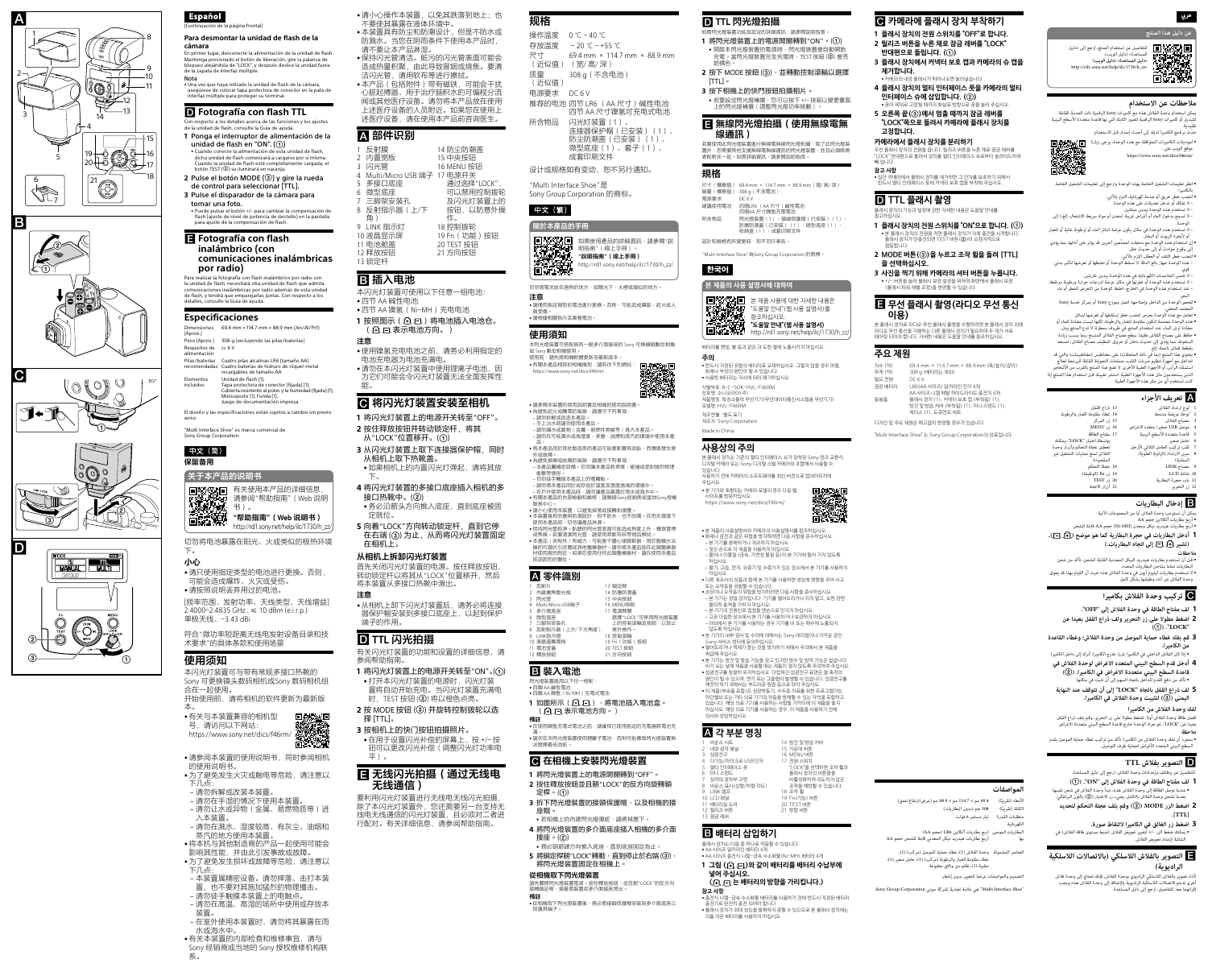## Español

[Continuación de la página frontal]

**Para desmontar la unidad de flash de la cámara**

En primer lugar, desconecte la alimentación de la unidad de flash. Mantenga presionado el botón de liberación, gire la palanca de bloqueo alejándola de "LOCK", y después deslice la unidad flash de la zapata de interfaz múltiple.

**Nota**

- Una vez que haya retirado la unidad de flash de la cámara, asegúrese de colocar tapa protectora de conector en la zapata de interfaz múltiple para proteger su terminal.

### D Fotografía con flash TTL

Con respecto a los detalles acerca de las funciones y los ajustes de la unidad de flash, consulte la Guía de ayuda.

**1 Ponga el interruptor de alimentación de la unidad de flash en "ON". (①)**
- Cuando conecte la alimentación de esta unidad de flash, dicha unidad de flash comenzará a cargarse por sí misma. Cuando la unidad de flash esté completamente cargada, el botón TEST (②) se iluminará en naranja.

**2 Pulse el botón MODE (③) y gire la rueda de control para seleccionar [TTL].**

**3 Pulse el disparador de la cámara para tomar una foto.**
- Puede pulsar el botón +/– para cambiar la compensación de flash (ajuste de nivel de potencia de destello) en la pantalla para ajuste de la compensación de flash.

### E Fotografía con flash inalámbrico (con comunicaciones inalámbricas por radio)

Para realizar la fotografía con flash inalámbrico por radio con la unidad de flash, necesitará otra unidad de flash que admita comunicaciones inalámbricas por radio además de esta unidad de flash, y tendrá que emparejarlas juntas. Con respecto a los detalles, consulte la Guía de ayuda.

### Especificaciones

| | |
|---|---|
| Dimensiones (Aprox.) | 69,4 mm × 114,7 mm × 88,9 mm (An/Al/Prf) |
| Peso (Aprox.) | 308 g (excluyendo las pilas/baterías) |
| Requisitos de alimentación | cc 6 V |
| Pilas/baterías recomendadas | Cuatro pilas alcalinas LR6 (tamaño AA) Cuatro pilas/baterías de hidruro de níquel-metal recargables de tamaño AA |
| Elementos incluidos | Unidad de flash (1), Tapa protectora de conector (fijada) (1), Cubierta resistente al polvo y la humedad (fijada) (1), Minisoporte (1), Funda (1), Juego de documentación impresa |

El diseño y las especificaciones están sujetos a cambio sin previo aviso.

"Multi Interface Shoe" es marca comercial de Sony Corporation.

## 中文（简）

**保留备用**

### 关于本产品的说明书

有关使用本产品的详细信息，请参阅"帮助指南"（Web 说明书）。

**"帮助指南"（Web 说明书）**
http://rd1.sony.net/help/ilc/1730/h_zz/

切勿将电池暴露在阳光、火或类似的极热环境下。

**小心**
- 请只使用指定类型的电池进行更换。否则，可能会造成爆炸、火灾或受伤。
- 请按照说明丢弃用过的电池。

[频率范围、发射功率、天线类型、天线增益]
2.4000–2.4835 GHz：≤ 10 dBm (e.i.r.p.)
单极天线，-3.43 dBi

符合"微功率短距离无线电发射设备目录和技术要求"的具体条款和使用场景

### 使用须知

本闪光灯装置可与带有常规多接口热靴的 Sony 可更换镜头数码相机或Sony 数码相机结合在一起使用。
开始使用前，请将相机的软件更新为最新版本。
- 有关与本装置兼容的相机型号，请访问以下网站：https://www.sony.net/dics/f46rm/
- 请参阅本装置的使用说明书，同时参阅相机的使用说明书。
- 为了避免发生火灾或触电等危险，请注意以下几点：
  – 请勿拆解或改装本装置。
  – 请勿在手湿的情况下使用本装置。
  – 请勿让水或异物（金属、易燃物质等）进入本装置。
  – 请勿在溅水、湿度较高、有灰尘、油烟和蒸汽的地方使用本装置。
- 将本机与其他制造商的产品一起使用可能会影响其性能，并由此引发事故或故障。
- 为了避免发生损坏或故障等危险，请注意以下几点：
  – 本装置属精密设备。请勿摔落、击打本装置，也不要对其施加猛烈的物理撞击。
  – 请勿徒手触摸本装置上的电触点。
  – 请勿在高温、高湿的场所中使用或存放本装置。
  – 在室外使用本装置时，请勿将其暴露在雨水或海水中。
- 有关本装置的内部检查和维修事宜，请与 Sony 经销商或当地的 Sony 授权维修机构联系。
- 请小心操作本装置，以免其跌落到地上；也不要使其暴露在液体环境中。
- 本装置具有防尘防潮设计，但是不防水或防溅水。当您在阴雨条件下使用本产品时，请不要让本产品淋湿。
- 保持闪光管清洁。脏污的闪光管表面可能会造成热量积聚，由此导致冒烟或烧焦。要清洁闪光管，请用软布等擦拭。
- 本产品（包括附件）带有磁铁，可能会干扰心脏起搏器、用于治疗脑积水的可编程分流阀或其他医疗设备。请勿将本产品放在使用上述医疗设备的人员附近。如果您在使用上述医疗设备，请在使用本产品前咨询医生。

### 规格

| | |
|---|---|
| 操作温度 | 0 ℃ ~ 40 ℃ |
| 存放温度 | –20 ℃ ~ +55 ℃ |
| 尺寸（近似值） | 69.4 mm × 114.7 mm × 88.9 mm（宽/高/深） |
| 质量（近似值） | 308 g（不含电池） |
| 电源要求 | DC 6 V |
| 推荐的电池 | 四节 LR6（AA 尺寸）碱性电池 四节 AA 尺寸镍氢可充电式电池 |
| 所含物品 | 闪光灯装置（1），连接保护帽（已安装）（1），防尘防潮罩（已安装）（1），微型底座（1），套子（1），成套印刷文件 |

设计和规格如有变动，恕不另行通知。

"Multi Interface Shoe"是 Sony Group Corporation 的商标。

### A 部件识别

1 反射板
2 内置宽板
3 闪光管
4 Multi/Micro USB 端子
5 多接口底座
6 微型底座
7 三脚架安装孔
8 反射指示器（上/下角）
9 LINK 指示灯
10 液晶显示屏
11 电池舱盖
12 释放按钮
13 锁定杆
14 防尘防潮盖
15 中央按钮
16 MENU 按钮
17 电源开关
通过选择"LOCK"，可以禁用控制拨轮及闪光灯装置上的按钮，以防意外操作。
18 控制拨轮
19 Fn（功能）按钮
20 TEST 按钮
21 方向按钮

### B 插入电池

本闪光灯装置可使用以下任意一组电池：
- 四节 AA 碱性电池
- 四节 AA 镍氢（Ni–MH）充电电池

**1 按照图示（⊕ ⊖）将电池插入电池仓。（⊕ ⊖ 表示电池方向。）**

**注意**
- 使用镍氢充电电池之前，请务必利用指定的电池充电器为电池充满电。
- 请勿在本闪光灯装置中使用锂离子电池，因为它们可能会令闪光灯装置无法全面发挥性能。

### C 将闪光灯装置安装至相机

**1 将闪光灯装置上的电源开关转至"OFF"。**

**2 按住释放按钮并转动锁定杆，将其从"LOCK"位置移开。(①)**

**3 从闪光灯装置上取下连接器保护帽，同时从相机上取下热靴盖。**
- 如果相机上的内置闪光灯弹起，请将其放下。

**4 将闪光灯装置的多接口底座插入相机的多接口热靴中。(②)**
- 务必沿箭头方向插入底座，直到底座被固定就位。

**5 向着"LOCK"方向转动锁定杆，直到它停在末端(③)为止，从而将闪光灯装置固定在相机上。**

**从相机上拆卸闪光灯装置**

首先关闭闪光灯装置的电源。按住释放按钮，转动锁定杆以将其从"LOCK"位置移开，然后将本装置从多接口热靴中滑出。

**注意**
- 从相机上卸下闪光灯装置后，请务必将连接器保护帽安装到多接口底座上，以起到保护端子的作用。

### D TTL 闪光拍摄

有关闪光灯装置的功能和设置的详细信息，请参阅帮助指南。

**1 将闪光灯装置上的电源开关转至"ON"。(①)**
- 打开本闪光灯装置的电源时，闪光灯装置将自动开始充电。当闪光灯装置充满电时，TEST 按钮（②）将以橙色亮起。

**2 按 MODE 按钮（③）并旋转控制拨轮以选择 [TTL]。**

**3 按相机上的快门按钮拍摄照片。**
- 在用于设置闪光补偿的屏幕上，按 +/– 按钮可以更改闪光补偿（调整闪光灯功率电平）。

### E 无线闪光拍摄（通过无线电无线通信）

要利用闪光灯装置进行无线电无线闪光拍摄，除了本闪光灯装置外，您还需要另一台支持无线电无线通信的闪光灯装置，且必须对二者进行配对。有关详细信息，请参阅帮助指南。

## 中文（繁）

### 關於本產品的手冊

如需使用產品的詳細資訊，請參閱"說明指南"（線上手冊）。

**"說明指南"（線上手冊）**
http://rd1.sony.net/help/ilc/1730/h_zz/

切勿將電池放在過熱的地方，如陽光下、火焰或類似的地方。

**注意**
- 請僅用指定類型的電池進行更換。否則，可能造成爆炸、起火或人員受傷。
- 請根據相關指示丟棄廢棄電池。

### 使用須知

本閃光燈裝置可搭配具備一般多介面熱靴的 Sony 可換鏡頭數位相機或 Sony 數位相機使用。
使用前，請先將相機韌體更新至最新版本。
- 有關本產品相容的相機型號，請造訪下列網站：https://www.sony.net/dics/f46rm/
- 請參閱本裝置的使用說明書及相機的使用說明書。
- 為避免起火或觸電的風險，請遵守下列要求：
  – 請勿拆解或改造本裝置。
  – 手上沾水時請勿使用本裝置。
  – 請勿讓水或異物（金屬、易燃性物質等）進入本裝置。
  – 請勿在可能濺水或高濕度、多塵、油煙和蒸氣的環境中使用本裝置。
- 將本產品與其他製造商的產品一起使用可能會影響其性能，而導致發生意外或故障。
- 為避免裝置發生損壞的風險，請遵守下列要求：
  – 本產品屬精密設備，切勿讓本產品掉落、被撞擊或受到強烈的物理衝擊。
  – 切勿徒手觸碰本產品上的電觸點。
  – 請勿將本產品在高溫或潮濕的場所使用或存放。
  – 在戶外使用本產品時，請勿讓本產品曝露於雨水或海水中。
- 有關本產品的內部檢查和維修，請聯繫您的Sony經銷商或當地授權的 Sony 維修中心。
- 請小心操作本裝置，以避免掉落或接觸到液體。
- 本裝置具有防塵防潮設計，但並不防水或防濺。在雨天環境下使用本產品時，請勿讓本產品淋濕。
- 保持閃光管清潔。表面的污垢可能使閃光管因產生熱量而冒煙或燒焦。請使用軟布等清潔閃光管。
- 本產品（包括附件）有磁鐵，可能會干擾心律調節器、用於治療水腦症的可程控分流閥或其他醫療設備。請勿將本產品放置在使用此類醫療設備的人員附近。如果您使用任何此類醫療設備，請在使用本產品前諮詢醫生。

### A 零件識別

1 反射板
2 內建廣角板
3 閃光管
4 Multi/Micro USB端子
5 多介面底座
6 微型底座
7 三腳架安裝孔
8 反射指示器（上/下方角度）
9 LINK 指示燈
10 液晶顯示面板
11 電池室蓋
12 釋放按鈕
13 鎖定桿
14 防塵防潮蓋
15 中央按鈕
16 MENU按鈕
17 電源開關
選擇"LOCK"可停用閃光燈裝置上的控制滾輪和按鈕，以防止意外操作。
18 控制滾輪
19 Fn（功能）按鈕
20 TEST 按鈕
21 方向按鈕

### B 裝入電池

閃光燈裝置可使用以下任一組電池：
- 四顆 AA 鹼性電池
- 四顆 AA 鎳氫（Ni–MH）充電式電池

**1 如圖所示（⊕ ⊖），將電池插入電池盒。（⊕ ⊖ 表示電池方向。）**

**備註**
- 在使用鎳氫充電式電池之前，請確保已使用指定的充電器將電池充滿。
- 請勿在本閃光燈裝置使用鋰離子電池，否則可能影響閃光燈裝置無法發揮全部性能。

### C 在相機上安裝閃光燈裝置

**1 將閃光燈裝置上的電源開關轉到"OFF"。**

**2 按住釋放按鈕並且朝"LOCK"的反方向旋轉鎖定桿。(①)**

**3 拆下閃光燈裝置的接頭保護帽，以及相機的接座帽。**
- 若相機上的內建閃光燈彈起，請將其壓下。

**4 將閃光燈裝置的多介面底座插入相機的多介面接座。(②)**
- 務必朝箭頭方向推入底座，直到底座固定為止。

**5 將鎖定桿朝"LOCK"轉動，直到停止於右端(③)，將閃光燈裝置固定在相機上。**

**從相機取下閃光燈裝置**

請先關閉閃光燈裝置的電源。按住釋放按鈕，並且朝"LOCK"的反方向旋轉鎖定桿，接著將裝置從多介面接座取出。

**備註**
- 從相機取下閃光燈裝置後，務必將接頭保護帽安裝到多介面底座以保護其端子。

### D TTL 閃光燈拍攝

如需閃光燈裝置功能及設定的詳細資訊，請參閱說明指南。

**1 將閃光燈裝置上的電源開關轉到"ON"。(①)**
- 開啟本閃光燈裝置的電源時，閃光燈裝置會自動開始充電。當閃光燈裝置完全充電時，TEST 按鈕（②）會亮起橙色。

**2 按下 MODE 按鈕（③），並轉動控制滾輪以選擇 [TTL]。**

**3 按下相機上的快門按鈕拍攝相片。**
- 若要在閃光補償畫面，您可以按下 +/– 按鈕以變更畫面上的閃光補償（調整閃光燈功率級數）。

### E 無線閃光燈拍攝（使用無線電無線通訊）

若要使用此閃光燈裝置進行無線電閃光燈拍攝，除了此閃光燈裝置外，也需要其他支援無線電無線通訊的閃光燈裝置，也需要將二者配對。如需詳細資訊，請參閱說明指南。

### 規格

| | |
|---|---|
| 尺寸（大約值） | 69.4 mm × 114.7 mm × 88.9 mm（寬/高/深） |
| 質量（大約值） | 308 g（不含電池） |
| 電源需求 | DC 6 V |
| 建議使用電池 | 四顆LR6（AA尺寸）鹼性電池 四顆AA 尺寸鎳氫充電電池 |
| 所含物品 | 閃光燈裝置（1），接頭保護蓋（已安裝）（1），防塵防潮蓋（已安裝）（1），微型底座（1），收納袋（1），成套印刷文件 |

設計和規格若有變更，恕不另行通知。

"Multi Interface Shoe"為Sony Group Corporation 的商標。

## 한국어

### 본 제품의 사용 설명서에 대하여

본 제품 사용에 대한 자세한 내용은 "도움말 안내"(웹 사용 설명서)를 참조하십시오.

**"도움말 안내"(웹 사용 설명서)**
http://rd1.sony.net/help/ilc/1730/h_zz/

배터리를 햇빛, 불 등과 같은 과도한 열에 노출시키지 마십시오.

**주의**
- 반드시 지정된 유형의 배터리로 교체하십시오. 그렇지 않을 경우 파열, 화재 또는 부상의 원인이 될 수 있습니다.
- 사용한 배터리는 지시에 따라 폐기하십시오.

식별부호: R-C-SOK-HVL-F46RM
상호명: 소니코리아(주)
제품명칭: 특정소출력 무선기기(무선데이터통신시스템용 무선기기)
모델명: HVL-F46RM
제조년월: 별도 표기
제조자: Sony Corporation
Made in China

### 사용상의 주의

본 플래시 장치는 기존의 멀티 인터페이스 슈가 장착된 Sony 렌즈 교환식 디지털 카메라 또는 Sony 디지털 스틸 카메라와 조합해서 사용할 수 있습니다.
사용하기 전에 카메라의 소프트웨어를 최신 버전으로 업데이트하십시오.
- 본 기기와 호환되는 카메라 모델의 경우 다음 웹 사이트를 방문하십시오. https://www.sony.net/dics/f46rm/
- 본 제품의 사용설명서와 카메라의 사용설명서를 참조하십시오.
- 화재나 감전과 같은 위험을 방지하려면 다음 사항을 준수하십시오.
  – 본 기기를 분해하거나 개조하지 마십시오.
  – 젖은 손으로 본 기기를 사용하지 마십시오.
  – 물이나 이물질(금속, 가연성 물질 등)이 본 기기에 들어가지 않도록 하십시오.
  – 물기, 고습, 먼지, 유증기 및 수증기가 있는 장소에서 본 기기를 사용하지 마십시오.
- 다른 제조사의 상품과 함께 본 기기를 사용하면 성능에 영향을 주어 사고 또는 오작동을 유발할 수 있습니다.
- 손상이나 오작동의 위험을 방지하려면 다음 사항을 준수하십시오.
  – 본 기기는 정밀 장치입니다. 기기를 떨어뜨리거나 치지 말고, 또한 강한 물리적 충격을 가하지 마십시오.
  – 본 기기의 전기 접점은 맨손으로 만지지 마십시오.
  – 고온 다습한 장소에서 본 기기를 사용하거나 보관하지 마십시오.
  – 야외에서 본 기기를 사용하는 경우 기기를 비나 바닷물에 노출되지 않도록 하십시오.
- 본 기기의 내부 점검 및 수리에 대해서는 Sony 대리점이나 가까운 공인 Sony 서비스 센터에 문의하십시오.
- 떨어뜨리거나 액체가 튀는 것을 방지하기 위해서 주의해서 본 제품을 취급해 주십시오.
- 본 기기는 방진 및 방습 기능을 갖고 있지만 방수 및 방적 기능은 없습니다. 비가 오는 날에 제품을 사용할 때는 제품이 젖지 않도록 주의해야 주십시오.
- 섬광관을 청결하게 유지하십시오. 더럽혀진 섬광관 표면은 열 축적의 원인이 될 수 있으며, 연기 또는 그을림이 발생할 수 있습니다. 섬광관을 청소하려면 부드러운 천 등으로 닦아내십시오.
- 이 제품(부속품 포함)은 심장박동기, 수두증 치료를 위한 프로그램가능 자기밸브 또는 기타 의료 장치를 방해할 수 있는 자석을 갖고 있습니다. 해당 의료 기기를 사용하는 사람 가까이에 이 제품을 두지 마십시오. 해당 의료 기기를 사용하는 경우, 이 제품을 사용하기 전에 의사와 상담하십시오.

### A 각 부분 명칭

1 반사판
2 내장 광각 패널
3 섬광관
4 Multi/Micro USB 단자
5 멀티 인터페이스 풋
6 미니 스탠드
7 삼각대 장착부 구멍
8 바운스 표시기(상향/하향 각도)
9 LINK 램프
10 LCD 패널
11 배터리실 도어
12 릴리스 버튼
13 잠금 레버
14 방진 및 방습 커버
15 가운데 버튼
16 MENU 버튼
17 전원 스위치
"LOCK"을 선택하면 조작 휠과 플래시 장치의 버튼을 비활성화하여 의도하지 않은 조작을 예방할 수 있습니다.
18 조작 휠
19 Fn(기능) 버튼
20 TEST 버튼
21 방향 버튼

### B 배터리 삽입하기

플래시 장치는 다음 중 하나로 작동할 수 있습니다.
- AA 알카라인 배터리 4개
- AA 사이즈 니켈-금속 수소화물 (Ni-MH) 배터리 4개

**1 그림 (⊕ ⊖) 과 같이 배터리를 배터리 수납부에 넣어 주십시오. (⊕ ⊖ 는 배터리의 방향을 가리킵니다.)**

**참고 사항**
- 충전식 니켈-금속 수소화물 배터리를 사용하기 전에 반드시 지정된 배터리 충전기로 완전히 충전해 주십시오.
- 플래시 장치의 최대 성능을 발휘하지 못할 수 있으므로 본 플래시 장치에는 리튬 이온 배터리를 사용하지 마십시오.

### C 카메라에 플래시 장치 부착하기

**1 플래시 장치의 전원 스위치를 "OFF"로 합니다.**

**2 릴리즈 버튼을 누른 채로 잠금 레버를 "LOCK" 반대편으로 돌립니다. (①)**

**3 플래시 장치에서 커넥터 보호 캡과 카메라의 슈 캡을 제거합니다.**
- 카메라의 내장 플래시가 튀어나오면 눌러주십시오.

**4 플래시 장치의 멀티 인터페이스 풋을 카메라의 멀티 인터페이스 슈에 삽입합니다. (②)**
- 풋이 제 자리에 고정될 때까지 화살표 방향으로 풋을 밀어 주십시오.

**5 오른쪽 끝(③)에서 멈출 때까지 잠금 레버를 "LOCK"쪽으로 돌려서 카메라에 플래시 장치를 고정합니다.**

**카메라에서 플래시 장치를 분리하기**

우선 플래시 장치의 전원을 끕니다. 릴리즈 버튼을 누른 채 잠금 레버를 "LOCK" 반대편으로 돌리고 나서 멀티 인터페이스 슈로부터 플래시 장치를 밀어서 떼어냅니다.

**참고 사항**
- 일단 카메라에서 플래시 장치를 제거하면 그 단자를 보호하기 위해서 반드시 멀티 인터페이스 풋에 커넥터 보호 캡을 부착해 주십시오.

### D TTL 플래시 촬영

플래시 장치의 기능과 설정에 대한 자세한 내용은 도움말 안내를 참조하십시오.

**1 플래시 장치의 전원 스위치를 "ON"으로 합니다. (①)**
- 본 플래시 장치의 전원을 켜면 플래시 장치가 자체 충전을 시작합니다. 플래시 장치가 완충되면 TEST 버튼(②)이 오렌지색으로 점등합니다.

**2 MODE 버튼(③)을 누르고 조작 휠을 돌려 [TTL]을 선택하십시오.**

**3 사진을 찍기 위해 카메라의 셔터 버튼을 누릅니다.**
- +/– 버튼을 눌러 플래시 보정 설정을 위해 화면에서 플래시 보정(플래시 파워 레벨 조정)을 변경할 수 있습니다.

### E 무선 플래시 촬영(라디오 무선 통신 이용)

본 플래시 장치로 라디오 무선 플래시 촬영을 수행하려면 본 플래시 장치 외에 라디오 무선 통신을 지원하는 다른 플래시 장치가 필요하며 두 개가 서로 페어링 되어야 합니다. 자세한 내용은 도움말 안내를 참조하십시오.

### 주요 제원

| | |
|---|---|
| 치수 (약) | 69.4 mm × 114.7 mm × 88.9 mm (폭/높이/깊이) |
| 무게 (약) | 308 g (배터리는 제외) |
| 필요 전원 | DC 6 V |
| 권장 배터리 | LR6(AA 사이즈) 알카라인 전지 4개 AA 사이즈 니켈 메탈 하이드라이드 충전지 4개 |
| 동봉품 | 플래시 장치 (1), 커넥터 보호 캡 (부착됨) (1), 방진 및 방습 커버 (부착됨) (1), 미니 스탠드 (1), 케이스 (1), 도큐먼트 세트 |

디자인 및 주요 제원은 예고없이 변경될 경우가 있습니다.

"Multi Interface Shoe"는 Sony Corporation의 상표입니다.

## عربي

### عن دليل هذا المنتج

للتفاصيل عن استخدام هذا المنتج، ارجع إلى «دليل المساعدة» (دليل الويب).

**«دليل المساعدة» (دليل الويب)**
http://rd1.sony.net/help/ilc/1730/h_zz/

### ملاحظات عن الاستخدام

يمكن استخدام وحدة الفلاش هذه مع كاميرات Sony الرقمية ذات العدسة القابلة للتبديل أو كاميرات Sony الرقمية المزودة بحذاء متعدد الواجهات القياسي.
https://www.sony.net/dics/f46rm/

### A تعريف الأجزاء

1 لوح الارتداد
2 لوحة عريضة مدمجة
3 أنبوب الفلاش
4 طرف Multi/Micro USB
5 قاعدة متعددة الواجهات
6 حامل صغير
7 فتحة تركيب الحامل الثلاثي الأرجل
8 مبين الارتداد (الزاوية العلوية/السفلية)
9 مصباح LINK
10 لوحة LCD
11 باب حجيرة البطارية
12 زر التحرير
13 ذراع القفل
14 غطاء مقاوم للغبار والرطوبة
15 الزر المركزي
16 زر MENU
17 مفتاح الطاقة
18 قرص التحكم
19 زر Fn (وظيفة)
20 زر TEST
21 أزرار الاتجاه

### B إدخال البطاريات

**1 أدخل البطاريات في حجيرة البطارية كما هو موضح (⊕ ⊖).**

### C تركيب وحدة الفلاش بالكاميرا

**1 اقلب مفتاح الطاقة في وحدة الفلاش إلى "OFF".**

**2 اضغط مطولاً على زر التحرير وأدر ذراع القفل بعيداً عن "LOCK". (①)**

**3 قم بفك غطاء حماية الموصل من وحدة الفلاش، وغطاء القاعدة من الكاميرا.**

**4 أدخل قدم القاعدة متعددة الواجهات لوحدة الفلاش في قاعدة الحذاء متعدد الواجهات في الكاميرا. (②)**

**5 أدر ذراع القفل باتجاه "LOCK" إلى أن يتوقف عند النهاية اليمنى (③) لتثبيت وحدة الفلاش في الكاميرا.**

### D التصوير بفلاش TTL

**1 اقلب مفتاح الطاقة في وحدة الفلاش إلى "ON". (①)**

**2 اضغط الزر MODE (③) وقم بلف عجلة التحكم لتحديد [TTL].**

**3 اضغط زر الغالق في الكاميرا لالتقاط صورة.**

### E التصوير بالفلاش اللاسلكي (بالاتصالات اللاسلكية الراديوية)

### المواصفات

| | |
|---|---|
| الأبعاد (تقريباً) | 69.4 مم × 114.7 مم × 88.9 مم (عرض/ارتفاع/عمق) |
| الكتلة (تقريباً) | 308 جم (بدون البطاريات) |
| متطلبات القدرة الكهربائية | تيار مستمر 6 فولت |
| البطاريات الموصى بها | أربع بطاريات ألكالاين LR6 (حجم AA) أربع بطاريات هيدريد نيكل المعدني قابلة للشحن حجم AA |
| العناصر المشمولة | وحدة الفلاش (1)، غطاء حماية الموصل (مركب) (1)، غطاء مقاوم للغبار والرطوبة (مركب) (1)، حامل صغير (1)، حقيبة (1)، طقم من الوثائق المطبوعة |

التصميم والمواصفات عرضة للتغيير بدون إشعار.

"Multi Interface Shoe" هي علامة تجارية لشركة Sony Corporation.